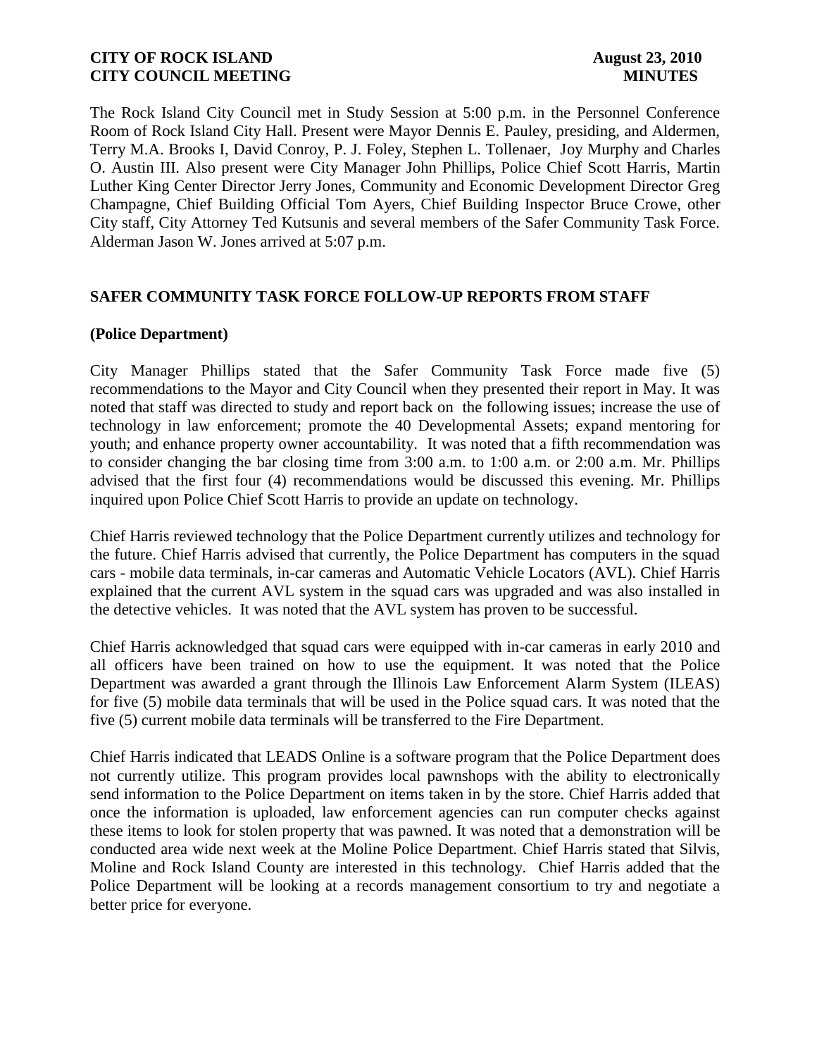The Rock Island City Council met in Study Session at 5:00 p.m. in the Personnel Conference Room of Rock Island City Hall. Present were Mayor Dennis E. Pauley, presiding, and Aldermen, Terry M.A. Brooks I, David Conroy, P. J. Foley, Stephen L. Tollenaer, Joy Murphy and Charles O. Austin III. Also present were City Manager John Phillips, Police Chief Scott Harris, Martin Luther King Center Director Jerry Jones, Community and Economic Development Director Greg Champagne, Chief Building Official Tom Ayers, Chief Building Inspector Bruce Crowe, other City staff, City Attorney Ted Kutsunis and several members of the Safer Community Task Force. Alderman Jason W. Jones arrived at 5:07 p.m.

## SAFER COMMUNITY TASK FORCE FOLLOW-UP REPORTS FROM STAFF

### (Police Department)

City Manager Phillips stated that the Safer Community Task Force made five (5) recommendations to the Mayor and City Council when they presented their report in May. It was noted that staff was directed to study and report back on the following issues; increase the use of technology in law enforcement; promote the 40 Developmental Assets; expand mentoring for youth; and enhance property owner accountability. It was noted that a fifth recommendation was to consider changing the bar closing time from 3:00 a.m. to 1:00 a.m. or 2:00 a.m. Mr. Phillips advised that the first four (4) recommendations would be discussed this evening. Mr. Phillips inquired upon Police Chief Scott Harris to provide an update on technology.

Chief Harris reviewed technology that the Police Department currently utilizes and technology for the future. Chief Harris advised that currently, the Police Department has computers in the squad cars - mobile data terminals, in-car cameras and Automatic Vehicle Locators (AVL). Chief Harris explained that the current AVL system in the squad cars was upgraded and was also installed in the detective vehicles. It was noted that the AVL system has proven to be successful.

Chief Harris acknowledged that squad cars were equipped with in-car cameras in early 2010 and all officers have been trained on how to use the equipment. It was noted that the Police Department was awarded a grant through the Illinois Law Enforcement Alarm System (ILEAS) for five (5) mobile data terminals that will be used in the Police squad cars. It was noted that the five (5) current mobile data terminals will be transferred to the Fire Department.

Chief Harris indicated that LEADS Online is a software program that the Police Department does not currently utilize. This program provides local pawnshops with the ability to electronically send information to the Police Department on items taken in by the store. Chief Harris added that once the information is uploaded, law enforcement agencies can run computer checks against these items to look for stolen property that was pawned. It was noted that a demonstration will be conducted area wide next week at the Moline Police Department. Chief Harris stated that Silvis, Moline and Rock Island County are interested in this technology. Chief Harris added that the Police Department will be looking at a records management consortium to try and negotiate a better price for everyone.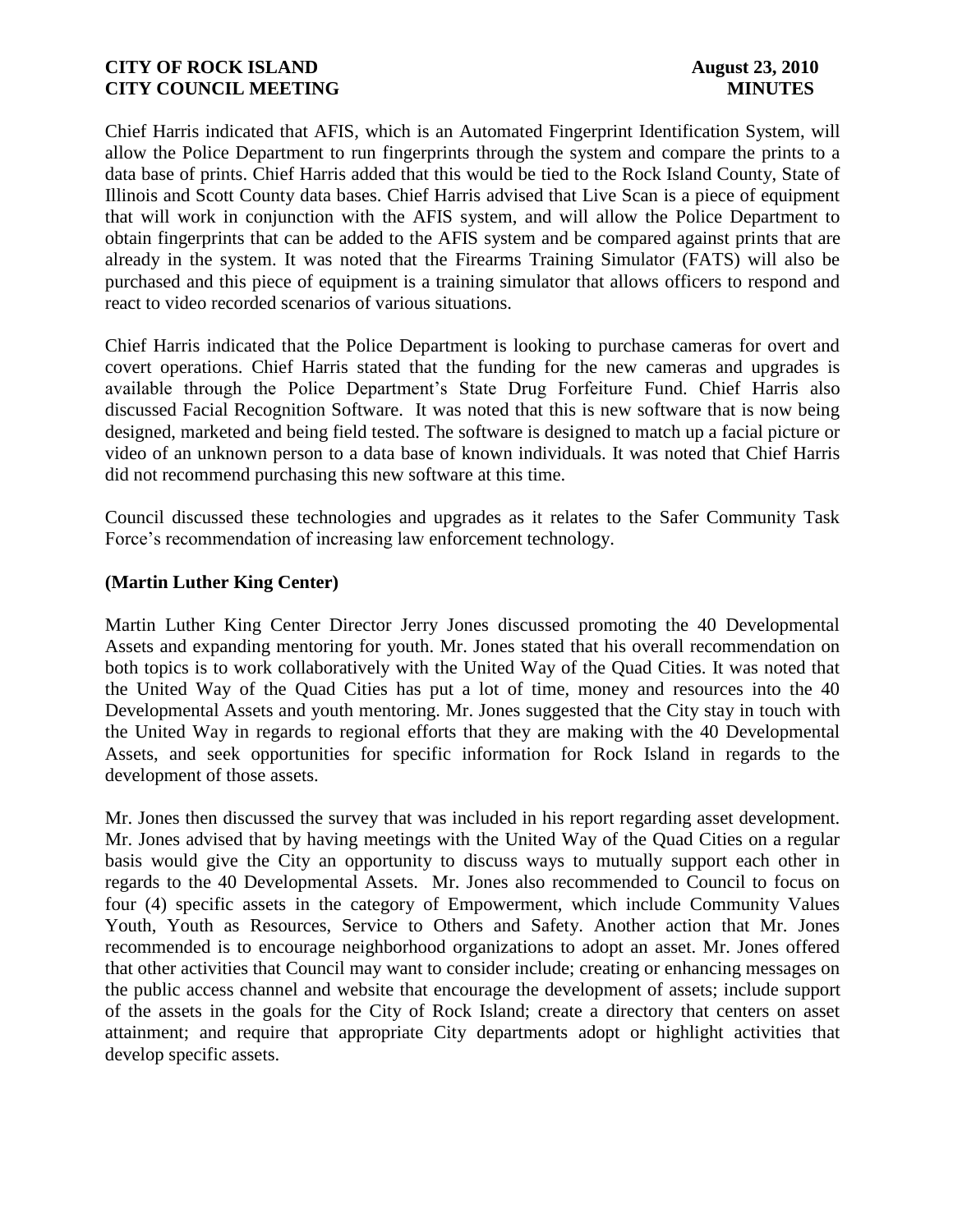Chief Harris indicated that AFIS, which is an Automated Fingerprint Identification System, will allow the Police Department to run fingerprints through the system and compare the prints to a data base of prints. Chief Harris added that this would be tied to the Rock Island County, State of Illinois and Scott County data bases. Chief Harris advised that Live Scan is a piece of equipment that will work in conjunction with the AFIS system, and will allow the Police Department to obtain fingerprints that can be added to the AFIS system and be compared against prints that are already in the system. It was noted that the Firearms Training Simulator (FATS) will also be purchased and this piece of equipment is a training simulator that allows officers to respond and react to video recorded scenarios of various situations.

Chief Harris indicated that the Police Department is looking to purchase cameras for overt and covert operations. Chief Harris stated that the funding for the new cameras and upgrades is available through the Police Department's State Drug Forfeiture Fund. Chief Harris also discussed Facial Recognition Software. It was noted that this is new software that is now being designed, marketed and being field tested. The software is designed to match up a facial picture or video of an unknown person to a data base of known individuals. It was noted that Chief Harris did not recommend purchasing this new software at this time.

Council discussed these technologies and upgrades as it relates to the Safer Community Task Force's recommendation of increasing law enforcement technology.

**(Martin Luther King Center)**

Martin Luther King Center Director Jerry Jones discussed promoting the 40 Developmental Assets and expanding mentoring for youth. Mr. Jones stated that his overall recommendation on both topics is to work collaboratively with the United Way of the Quad Cities. It was noted that the United Way of the Quad Cities has put a lot of time, money and resources into the 40 Developmental Assets and youth mentoring. Mr. Jones suggested that the City stay in touch with the United Way in regards to regional efforts that they are making with the 40 Developmental Assets, and seek opportunities for specific information for Rock Island in regards to the development of those assets.

Mr. Jones then discussed the survey that was included in his report regarding asset development. Mr. Jones advised that by having meetings with the United Way of the Quad Cities on a regular basis would give the City an opportunity to discuss ways to mutually support each other in regards to the 40 Developmental Assets. Mr. Jones also recommended to Council to focus on four (4) specific assets in the category of Empowerment, which include Community Values Youth, Youth as Resources, Service to Others and Safety. Another action that Mr. Jones recommended is to encourage neighborhood organizations to adopt an asset. Mr. Jones offered that other activities that Council may want to consider include; creating or enhancing messages on the public access channel and website that encourage the development of assets; include support of the assets in the goals for the City of Rock Island; create a directory that centers on asset attainment; and require that appropriate City departments adopt or highlight activities that develop specific assets.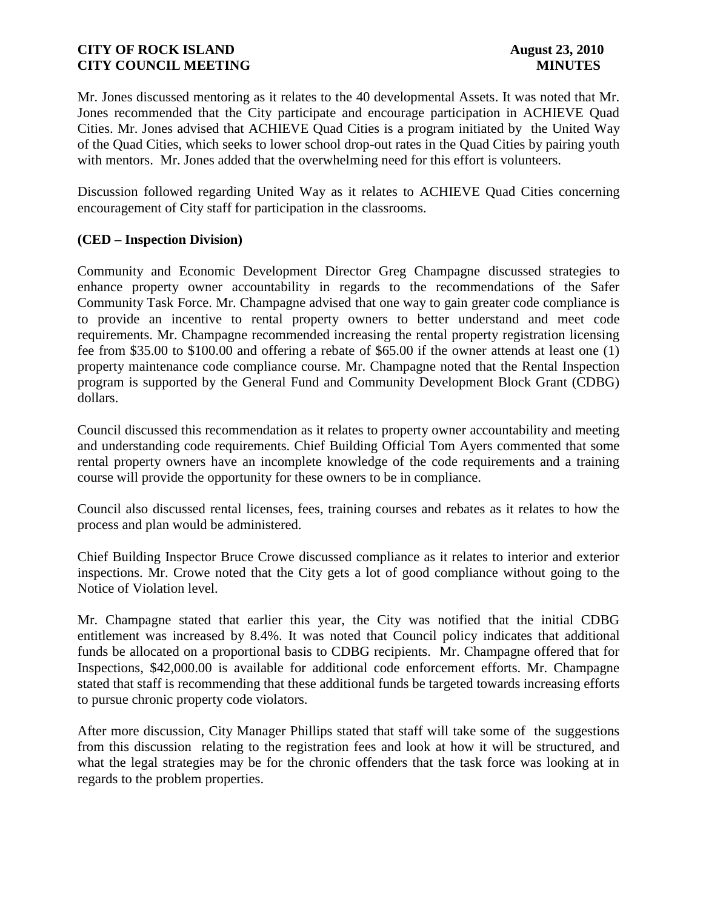Mr. Jones discussed mentoring as it relates to the 40 developmental Assets. It was noted that Mr. Jones recommended that the City participate and encourage participation in ACHIEVE Quad Cities. Mr. Jones advised that ACHIEVE Quad Cities is a program initiated by the United Way of the Quad Cities, which seeks to lower school drop-out rates in the Quad Cities by pairing youth with mentors. Mr. Jones added that the overwhelming need for this effort is volunteers.

Discussion followed regarding United Way as it relates to ACHIEVE Quad Cities concerning encouragement of City staff for participation in the classrooms.

**(CED – Inspection Division)**

Community and Economic Development Director Greg Champagne discussed strategies to enhance property owner accountability in regards to the recommendations of the Safer Community Task Force. Mr. Champagne advised that one way to gain greater code compliance is to provide an incentive to rental property owners to better understand and meet code requirements. Mr. Champagne recommended increasing the rental property registration licensing fee from $35.00 to $100.00 and offering a rebate of $65.00 if the owner attends at least one (1) property maintenance code compliance course. Mr. Champagne noted that the Rental Inspection program is supported by the General Fund and Community Development Block Grant (CDBG) dollars.

Council discussed this recommendation as it relates to property owner accountability and meeting and understanding code requirements. Chief Building Official Tom Ayers commented that some rental property owners have an incomplete knowledge of the code requirements and a training course will provide the opportunity for these owners to be in compliance.

Council also discussed rental licenses, fees, training courses and rebates as it relates to how the process and plan would be administered.

Chief Building Inspector Bruce Crowe discussed compliance as it relates to interior and exterior inspections. Mr. Crowe noted that the City gets a lot of good compliance without going to the Notice of Violation level.

Mr. Champagne stated that earlier this year, the City was notified that the initial CDBG entitlement was increased by 8.4%. It was noted that Council policy indicates that additional funds be allocated on a proportional basis to CDBG recipients. Mr. Champagne offered that for Inspections, $42,000.00 is available for additional code enforcement efforts. Mr. Champagne stated that staff is recommending that these additional funds be targeted towards increasing efforts to pursue chronic property code violators.

After more discussion, City Manager Phillips stated that staff will take some of the suggestions from this discussion relating to the registration fees and look at how it will be structured, and what the legal strategies may be for the chronic offenders that the task force was looking at in regards to the problem properties.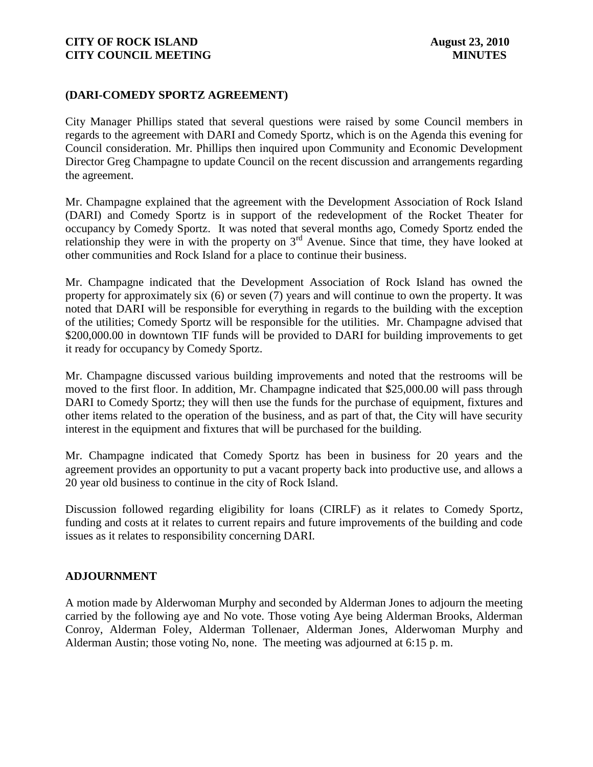**(DARI-COMEDY SPORTZ AGREEMENT)**

City Manager Phillips stated that several questions were raised by some Council members in regards to the agreement with DARI and Comedy Sportz, which is on the Agenda this evening for Council consideration. Mr. Phillips then inquired upon Community and Economic Development Director Greg Champagne to update Council on the recent discussion and arrangements regarding the agreement.

Mr. Champagne explained that the agreement with the Development Association of Rock Island (DARI) and Comedy Sportz is in support of the redevelopment of the Rocket Theater for occupancy by Comedy Sportz. It was noted that several months ago, Comedy Sportz ended the relationship they were in with the property on 3rd Avenue. Since that time, they have looked at other communities and Rock Island for a place to continue their business.

Mr. Champagne indicated that the Development Association of Rock Island has owned the property for approximately six (6) or seven (7) years and will continue to own the property. It was noted that DARI will be responsible for everything in regards to the building with the exception of the utilities; Comedy Sportz will be responsible for the utilities. Mr. Champagne advised that $200,000.00 in downtown TIF funds will be provided to DARI for building improvements to get it ready for occupancy by Comedy Sportz.

Mr. Champagne discussed various building improvements and noted that the restrooms will be moved to the first floor. In addition, Mr. Champagne indicated that $25,000.00 will pass through DARI to Comedy Sportz; they will then use the funds for the purchase of equipment, fixtures and other items related to the operation of the business, and as part of that, the City will have security interest in the equipment and fixtures that will be purchased for the building.

Mr. Champagne indicated that Comedy Sportz has been in business for 20 years and the agreement provides an opportunity to put a vacant property back into productive use, and allows a 20 year old business to continue in the city of Rock Island.

Discussion followed regarding eligibility for loans (CIRLF) as it relates to Comedy Sportz, funding and costs at it relates to current repairs and future improvements of the building and code issues as it relates to responsibility concerning DARI.

**ADJOURNMENT**

A motion made by Alderwoman Murphy and seconded by Alderman Jones to adjourn the meeting carried by the following aye and No vote. Those voting Aye being Alderman Brooks, Alderman Conroy, Alderman Foley, Alderman Tollenaer, Alderman Jones, Alderwoman Murphy and Alderman Austin; those voting No, none. The meeting was adjourned at 6:15 p. m.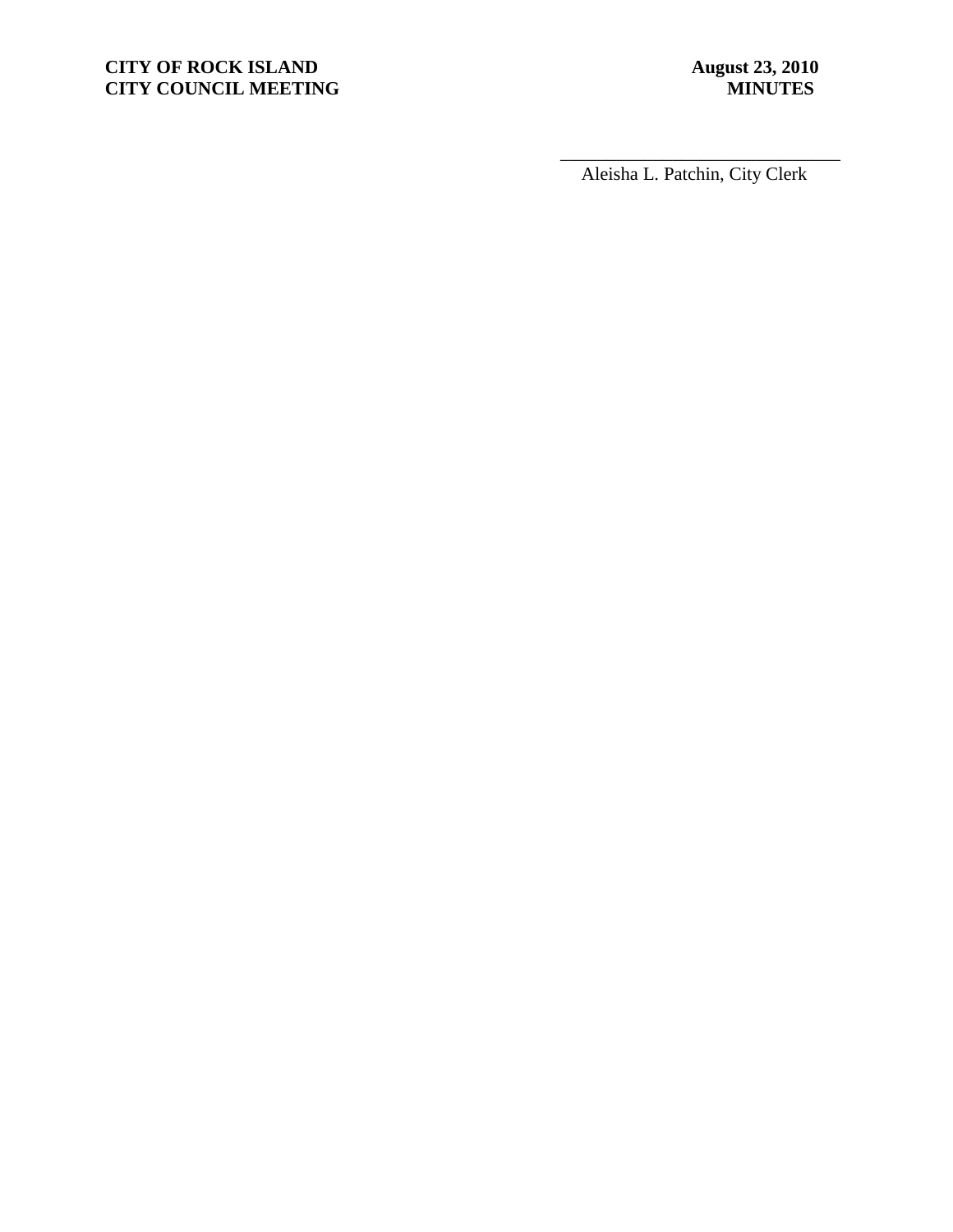\_\_\_\_\_\_\_\_\_\_\_\_\_\_\_\_\_\_\_\_\_\_\_\_\_\_\_\_\_\_\_

Aleisha L. Patchin, City Clerk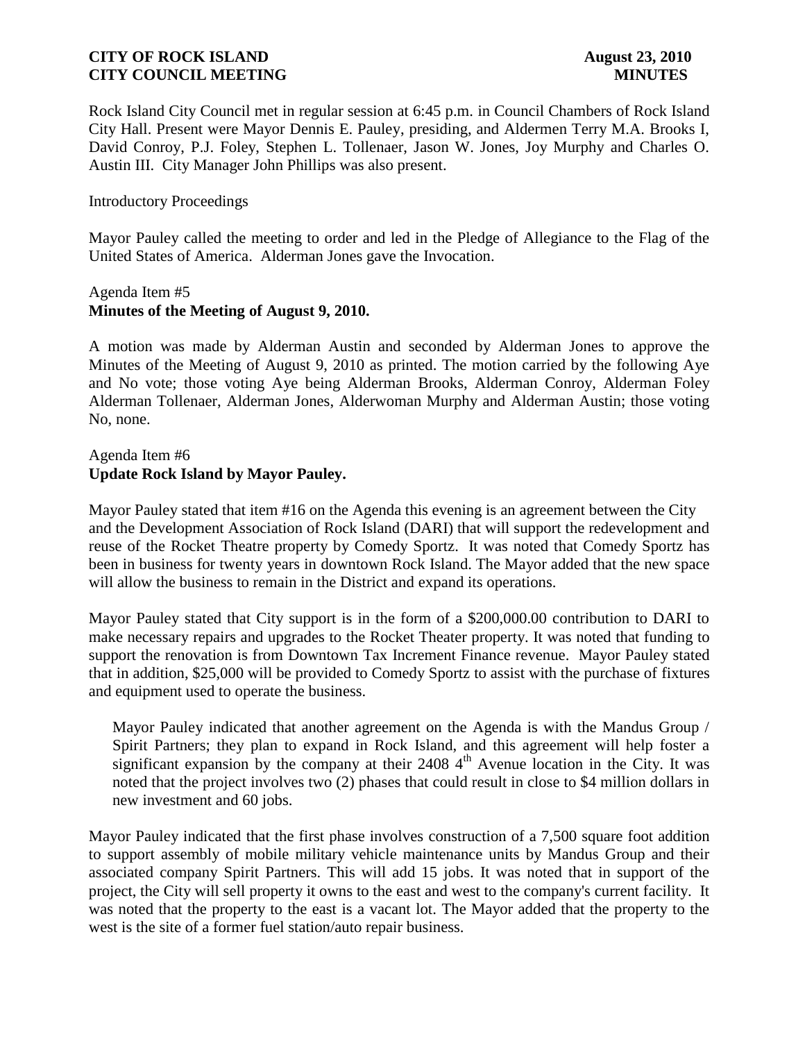Rock Island City Council met in regular session at 6:45 p.m. in Council Chambers of Rock Island City Hall. Present were Mayor Dennis E. Pauley, presiding, and Aldermen Terry M.A. Brooks I, David Conroy, P.J. Foley, Stephen L. Tollenaer, Jason W. Jones, Joy Murphy and Charles O. Austin III. City Manager John Phillips was also present.

Introductory Proceedings

Mayor Pauley called the meeting to order and led in the Pledge of Allegiance to the Flag of the United States of America. Alderman Jones gave the Invocation.

Agenda Item #5
**Minutes of the Meeting of August 9, 2010.**

A motion was made by Alderman Austin and seconded by Alderman Jones to approve the Minutes of the Meeting of August 9, 2010 as printed. The motion carried by the following Aye and No vote; those voting Aye being Alderman Brooks, Alderman Conroy, Alderman Foley Alderman Tollenaer, Alderman Jones, Alderwoman Murphy and Alderman Austin; those voting No, none.

Agenda Item #6
**Update Rock Island by Mayor Pauley.**

Mayor Pauley stated that item #16 on the Agenda this evening is an agreement between the City and the Development Association of Rock Island (DARI) that will support the redevelopment and reuse of the Rocket Theatre property by Comedy Sportz. It was noted that Comedy Sportz has been in business for twenty years in downtown Rock Island. The Mayor added that the new space will allow the business to remain in the District and expand its operations.

Mayor Pauley stated that City support is in the form of a $200,000.00 contribution to DARI to make necessary repairs and upgrades to the Rocket Theater property. It was noted that funding to support the renovation is from Downtown Tax Increment Finance revenue. Mayor Pauley stated that in addition, $25,000 will be provided to Comedy Sportz to assist with the purchase of fixtures and equipment used to operate the business.

Mayor Pauley indicated that another agreement on the Agenda is with the Mandus Group / Spirit Partners; they plan to expand in Rock Island, and this agreement will help foster a significant expansion by the company at their 2408 4th Avenue location in the City. It was noted that the project involves two (2) phases that could result in close to $4 million dollars in new investment and 60 jobs.

Mayor Pauley indicated that the first phase involves construction of a 7,500 square foot addition to support assembly of mobile military vehicle maintenance units by Mandus Group and their associated company Spirit Partners. This will add 15 jobs. It was noted that in support of the project, the City will sell property it owns to the east and west to the company's current facility. It was noted that the property to the east is a vacant lot. The Mayor added that the property to the west is the site of a former fuel station/auto repair business.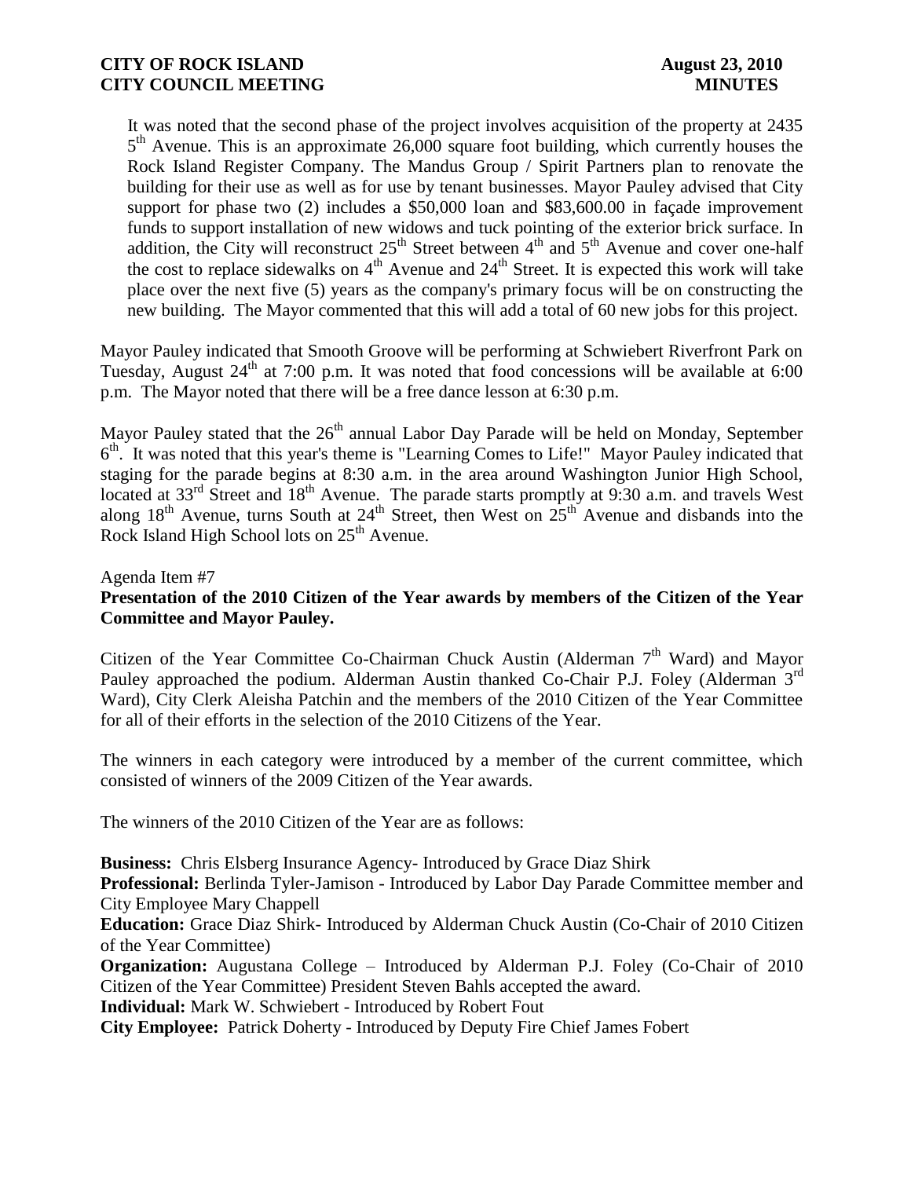It was noted that the second phase of the project involves acquisition of the property at 2435 5th Avenue. This is an approximate 26,000 square foot building, which currently houses the Rock Island Register Company. The Mandus Group / Spirit Partners plan to renovate the building for their use as well as for use by tenant businesses. Mayor Pauley advised that City support for phase two (2) includes a $50,000 loan and $83,600.00 in façade improvement funds to support installation of new widows and tuck pointing of the exterior brick surface. In addition, the City will reconstruct 25th Street between 4th and 5th Avenue and cover one-half the cost to replace sidewalks on 4th Avenue and 24th Street. It is expected this work will take place over the next five (5) years as the company's primary focus will be on constructing the new building. The Mayor commented that this will add a total of 60 new jobs for this project.

Mayor Pauley indicated that Smooth Groove will be performing at Schwiebert Riverfront Park on Tuesday, August 24th at 7:00 p.m. It was noted that food concessions will be available at 6:00 p.m. The Mayor noted that there will be a free dance lesson at 6:30 p.m.

Mayor Pauley stated that the 26th annual Labor Day Parade will be held on Monday, September 6th. It was noted that this year's theme is "Learning Comes to Life!" Mayor Pauley indicated that staging for the parade begins at 8:30 a.m. in the area around Washington Junior High School, located at 33rd Street and 18th Avenue. The parade starts promptly at 9:30 a.m. and travels West along 18th Avenue, turns South at 24th Street, then West on 25th Avenue and disbands into the Rock Island High School lots on 25th Avenue.

Agenda Item #7

**Presentation of the 2010 Citizen of the Year awards by members of the Citizen of the Year Committee and Mayor Pauley.**

Citizen of the Year Committee Co-Chairman Chuck Austin (Alderman 7th Ward) and Mayor Pauley approached the podium. Alderman Austin thanked Co-Chair P.J. Foley (Alderman 3rd Ward), City Clerk Aleisha Patchin and the members of the 2010 Citizen of the Year Committee for all of their efforts in the selection of the 2010 Citizens of the Year.

The winners in each category were introduced by a member of the current committee, which consisted of winners of the 2009 Citizen of the Year awards.

The winners of the 2010 Citizen of the Year are as follows:

**Business:** Chris Elsberg Insurance Agency- Introduced by Grace Diaz Shirk
**Professional:** Berlinda Tyler-Jamison - Introduced by Labor Day Parade Committee member and City Employee Mary Chappell
**Education:** Grace Diaz Shirk- Introduced by Alderman Chuck Austin (Co-Chair of 2010 Citizen of the Year Committee)
**Organization:** Augustana College – Introduced by Alderman P.J. Foley (Co-Chair of 2010 Citizen of the Year Committee) President Steven Bahls accepted the award.
**Individual:** Mark W. Schwiebert - Introduced by Robert Fout
**City Employee:** Patrick Doherty - Introduced by Deputy Fire Chief James Fobert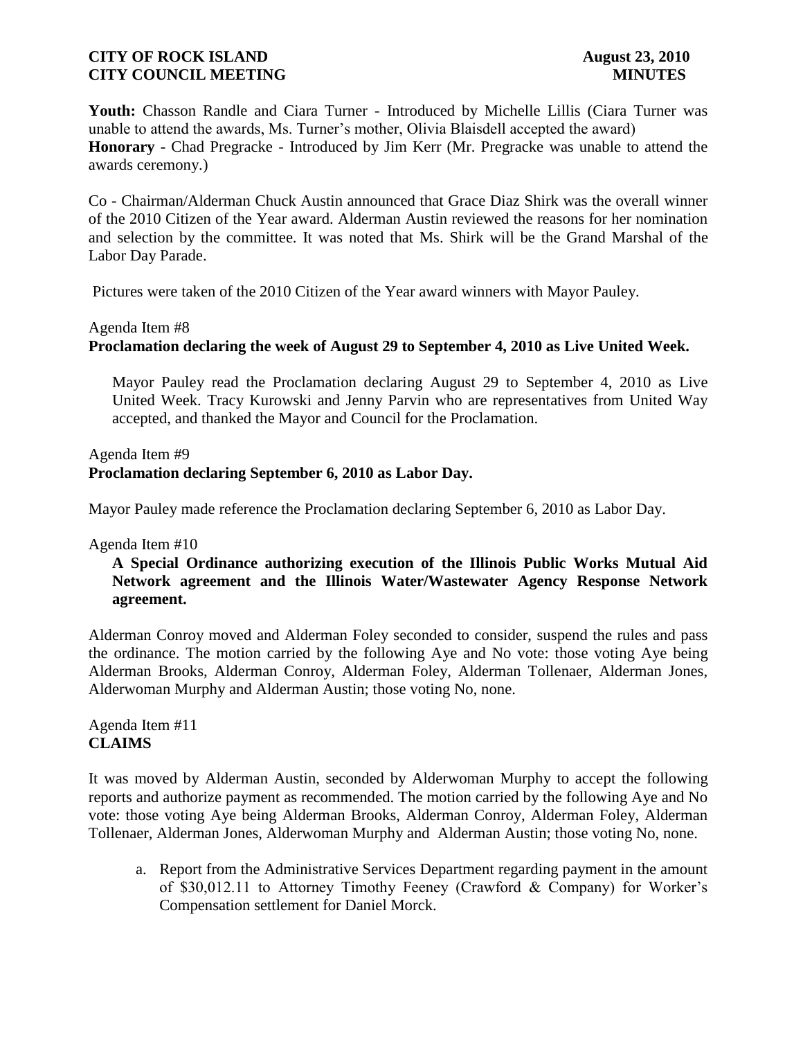**Youth:** Chasson Randle and Ciara Turner - Introduced by Michelle Lillis (Ciara Turner was unable to attend the awards, Ms. Turner's mother, Olivia Blaisdell accepted the award)
**Honorary** - Chad Pregracke - Introduced by Jim Kerr (Mr. Pregracke was unable to attend the awards ceremony.)

Co - Chairman/Alderman Chuck Austin announced that Grace Diaz Shirk was the overall winner of the 2010 Citizen of the Year award. Alderman Austin reviewed the reasons for her nomination and selection by the committee. It was noted that Ms. Shirk will be the Grand Marshal of the Labor Day Parade.

Pictures were taken of the 2010 Citizen of the Year award winners with Mayor Pauley.

Agenda Item #8
**Proclamation declaring the week of August 29 to September 4, 2010 as Live United Week.**

Mayor Pauley read the Proclamation declaring August 29 to September 4, 2010 as Live United Week. Tracy Kurowski and Jenny Parvin who are representatives from United Way accepted, and thanked the Mayor and Council for the Proclamation.

Agenda Item #9
**Proclamation declaring September 6, 2010 as Labor Day.**

Mayor Pauley made reference the Proclamation declaring September 6, 2010 as Labor Day.

Agenda Item #10
**A Special Ordinance authorizing execution of the Illinois Public Works Mutual Aid Network agreement and the Illinois Water/Wastewater Agency Response Network agreement.**

Alderman Conroy moved and Alderman Foley seconded to consider, suspend the rules and pass the ordinance. The motion carried by the following Aye and No vote: those voting Aye being Alderman Brooks, Alderman Conroy, Alderman Foley, Alderman Tollenaer, Alderman Jones, Alderwoman Murphy and Alderman Austin; those voting No, none.

Agenda Item #11
**CLAIMS**

It was moved by Alderman Austin, seconded by Alderwoman Murphy to accept the following reports and authorize payment as recommended. The motion carried by the following Aye and No vote: those voting Aye being Alderman Brooks, Alderman Conroy, Alderman Foley, Alderman Tollenaer, Alderman Jones, Alderwoman Murphy and Alderman Austin; those voting No, none.

a. Report from the Administrative Services Department regarding payment in the amount of $30,012.11 to Attorney Timothy Feeney (Crawford & Company) for Worker's Compensation settlement for Daniel Morck.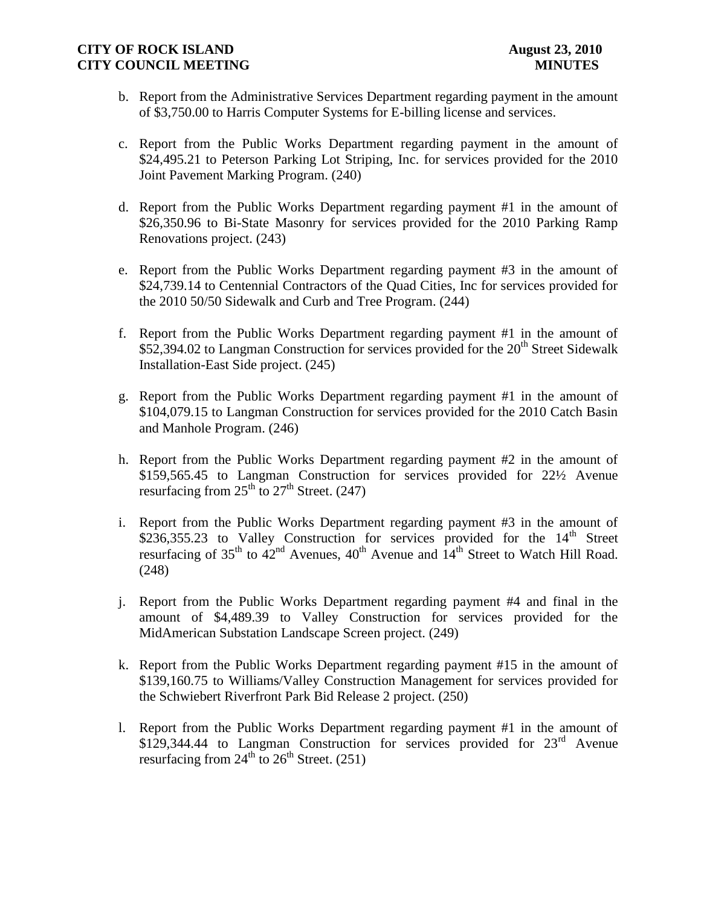b. Report from the Administrative Services Department regarding payment in the amount of $3,750.00 to Harris Computer Systems for E-billing license and services.

c. Report from the Public Works Department regarding payment in the amount of $24,495.21 to Peterson Parking Lot Striping, Inc. for services provided for the 2010 Joint Pavement Marking Program. (240)

d. Report from the Public Works Department regarding payment #1 in the amount of $26,350.96 to Bi-State Masonry for services provided for the 2010 Parking Ramp Renovations project. (243)

e. Report from the Public Works Department regarding payment #3 in the amount of $24,739.14 to Centennial Contractors of the Quad Cities, Inc for services provided for the 2010 50/50 Sidewalk and Curb and Tree Program. (244)

f. Report from the Public Works Department regarding payment #1 in the amount of $52,394.02 to Langman Construction for services provided for the 20th Street Sidewalk Installation-East Side project. (245)

g. Report from the Public Works Department regarding payment #1 in the amount of $104,079.15 to Langman Construction for services provided for the 2010 Catch Basin and Manhole Program. (246)

h. Report from the Public Works Department regarding payment #2 in the amount of $159,565.45 to Langman Construction for services provided for 22½ Avenue resurfacing from 25th to 27th Street. (247)

i. Report from the Public Works Department regarding payment #3 in the amount of $236,355.23 to Valley Construction for services provided for the 14th Street resurfacing of 35th to 42nd Avenues, 40th Avenue and 14th Street to Watch Hill Road. (248)

j. Report from the Public Works Department regarding payment #4 and final in the amount of $4,489.39 to Valley Construction for services provided for the MidAmerican Substation Landscape Screen project. (249)

k. Report from the Public Works Department regarding payment #15 in the amount of $139,160.75 to Williams/Valley Construction Management for services provided for the Schwiebert Riverfront Park Bid Release 2 project. (250)

l. Report from the Public Works Department regarding payment #1 in the amount of $129,344.44 to Langman Construction for services provided for 23rd Avenue resurfacing from 24th to 26th Street. (251)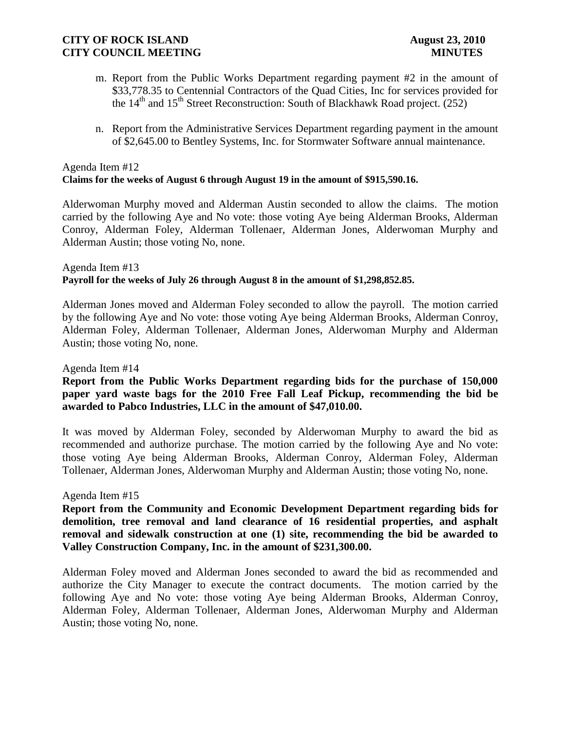m. Report from the Public Works Department regarding payment #2 in the amount of $33,778.35 to Centennial Contractors of the Quad Cities, Inc for services provided for the 14th and 15th Street Reconstruction: South of Blackhawk Road project. (252)

n. Report from the Administrative Services Department regarding payment in the amount of $2,645.00 to Bentley Systems, Inc. for Stormwater Software annual maintenance.

Agenda Item #12
**Claims for the weeks of August 6 through August 19 in the amount of $915,590.16.**

Alderwoman Murphy moved and Alderman Austin seconded to allow the claims. The motion carried by the following Aye and No vote: those voting Aye being Alderman Brooks, Alderman Conroy, Alderman Foley, Alderman Tollenaer, Alderman Jones, Alderwoman Murphy and Alderman Austin; those voting No, none.

Agenda Item #13
**Payroll for the weeks of July 26 through August 8 in the amount of $1,298,852.85.**

Alderman Jones moved and Alderman Foley seconded to allow the payroll. The motion carried by the following Aye and No vote: those voting Aye being Alderman Brooks, Alderman Conroy, Alderman Foley, Alderman Tollenaer, Alderman Jones, Alderwoman Murphy and Alderman Austin; those voting No, none.

Agenda Item #14
**Report from the Public Works Department regarding bids for the purchase of 150,000 paper yard waste bags for the 2010 Free Fall Leaf Pickup, recommending the bid be awarded to Pabco Industries, LLC in the amount of $47,010.00.**

It was moved by Alderman Foley, seconded by Alderwoman Murphy to award the bid as recommended and authorize purchase. The motion carried by the following Aye and No vote: those voting Aye being Alderman Brooks, Alderman Conroy, Alderman Foley, Alderman Tollenaer, Alderman Jones, Alderwoman Murphy and Alderman Austin; those voting No, none.

Agenda Item #15
**Report from the Community and Economic Development Department regarding bids for demolition, tree removal and land clearance of 16 residential properties, and asphalt removal and sidewalk construction at one (1) site, recommending the bid be awarded to Valley Construction Company, Inc. in the amount of $231,300.00.**

Alderman Foley moved and Alderman Jones seconded to award the bid as recommended and authorize the City Manager to execute the contract documents. The motion carried by the following Aye and No vote: those voting Aye being Alderman Brooks, Alderman Conroy, Alderman Foley, Alderman Tollenaer, Alderman Jones, Alderwoman Murphy and Alderman Austin; those voting No, none.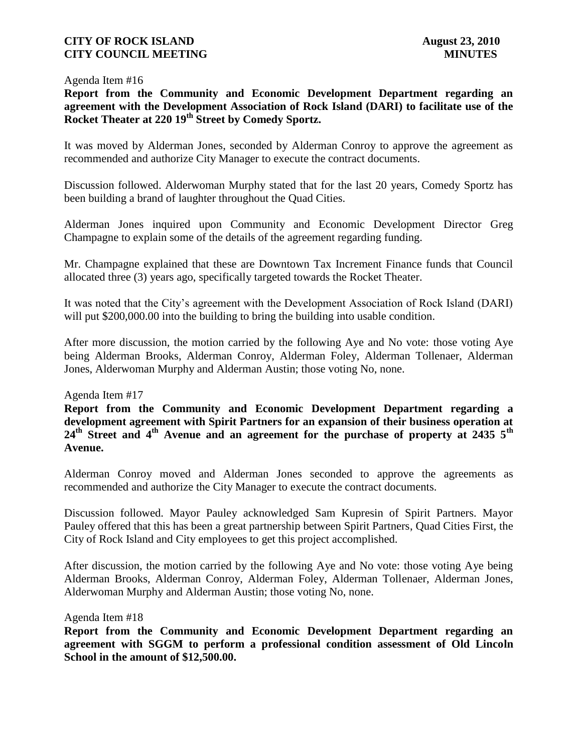Agenda Item #16

**Report from the Community and Economic Development Department regarding an agreement with the Development Association of Rock Island (DARI) to facilitate use of the Rocket Theater at 220 19th Street by Comedy Sportz.**

It was moved by Alderman Jones, seconded by Alderman Conroy to approve the agreement as recommended and authorize City Manager to execute the contract documents.

Discussion followed. Alderwoman Murphy stated that for the last 20 years, Comedy Sportz has been building a brand of laughter throughout the Quad Cities.

Alderman Jones inquired upon Community and Economic Development Director Greg Champagne to explain some of the details of the agreement regarding funding.

Mr. Champagne explained that these are Downtown Tax Increment Finance funds that Council allocated three (3) years ago, specifically targeted towards the Rocket Theater.

It was noted that the City's agreement with the Development Association of Rock Island (DARI) will put $200,000.00 into the building to bring the building into usable condition.

After more discussion, the motion carried by the following Aye and No vote: those voting Aye being Alderman Brooks, Alderman Conroy, Alderman Foley, Alderman Tollenaer, Alderman Jones, Alderwoman Murphy and Alderman Austin; those voting No, none.

Agenda Item #17

**Report from the Community and Economic Development Department regarding a development agreement with Spirit Partners for an expansion of their business operation at 24th Street and 4th Avenue and an agreement for the purchase of property at 2435 5th Avenue.**

Alderman Conroy moved and Alderman Jones seconded to approve the agreements as recommended and authorize the City Manager to execute the contract documents.

Discussion followed. Mayor Pauley acknowledged Sam Kupresin of Spirit Partners. Mayor Pauley offered that this has been a great partnership between Spirit Partners, Quad Cities First, the City of Rock Island and City employees to get this project accomplished.

After discussion, the motion carried by the following Aye and No vote: those voting Aye being Alderman Brooks, Alderman Conroy, Alderman Foley, Alderman Tollenaer, Alderman Jones, Alderwoman Murphy and Alderman Austin; those voting No, none.

Agenda Item #18

**Report from the Community and Economic Development Department regarding an agreement with SGGM to perform a professional condition assessment of Old Lincoln School in the amount of $12,500.00.**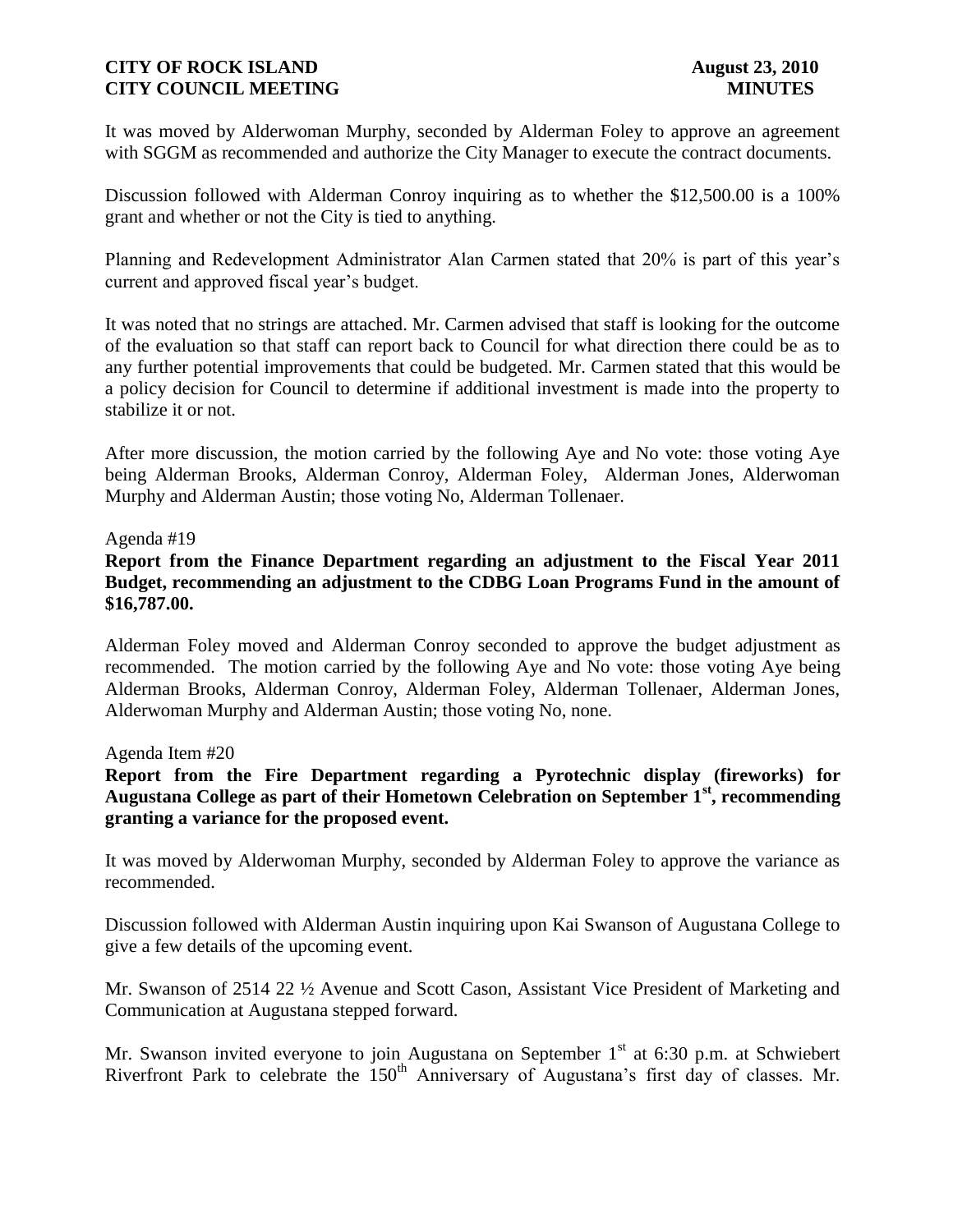It was moved by Alderwoman Murphy, seconded by Alderman Foley to approve an agreement with SGGM as recommended and authorize the City Manager to execute the contract documents.

Discussion followed with Alderman Conroy inquiring as to whether the $12,500.00 is a 100% grant and whether or not the City is tied to anything.

Planning and Redevelopment Administrator Alan Carmen stated that 20% is part of this year's current and approved fiscal year's budget.

It was noted that no strings are attached. Mr. Carmen advised that staff is looking for the outcome of the evaluation so that staff can report back to Council for what direction there could be as to any further potential improvements that could be budgeted. Mr. Carmen stated that this would be a policy decision for Council to determine if additional investment is made into the property to stabilize it or not.

After more discussion, the motion carried by the following Aye and No vote: those voting Aye being Alderman Brooks, Alderman Conroy, Alderman Foley, Alderman Jones, Alderwoman Murphy and Alderman Austin; those voting No, Alderman Tollenaer.

Agenda #19

**Report from the Finance Department regarding an adjustment to the Fiscal Year 2011 Budget, recommending an adjustment to the CDBG Loan Programs Fund in the amount of $16,787.00.**

Alderman Foley moved and Alderman Conroy seconded to approve the budget adjustment as recommended. The motion carried by the following Aye and No vote: those voting Aye being Alderman Brooks, Alderman Conroy, Alderman Foley, Alderman Tollenaer, Alderman Jones, Alderwoman Murphy and Alderman Austin; those voting No, none.

Agenda Item #20

**Report from the Fire Department regarding a Pyrotechnic display (fireworks) for Augustana College as part of their Hometown Celebration on September 1st, recommending granting a variance for the proposed event.**

It was moved by Alderwoman Murphy, seconded by Alderman Foley to approve the variance as recommended.

Discussion followed with Alderman Austin inquiring upon Kai Swanson of Augustana College to give a few details of the upcoming event.

Mr. Swanson of 2514 22 ½ Avenue and Scott Cason, Assistant Vice President of Marketing and Communication at Augustana stepped forward.

Mr. Swanson invited everyone to join Augustana on September 1st at 6:30 p.m. at Schwiebert Riverfront Park to celebrate the 150th Anniversary of Augustana's first day of classes. Mr.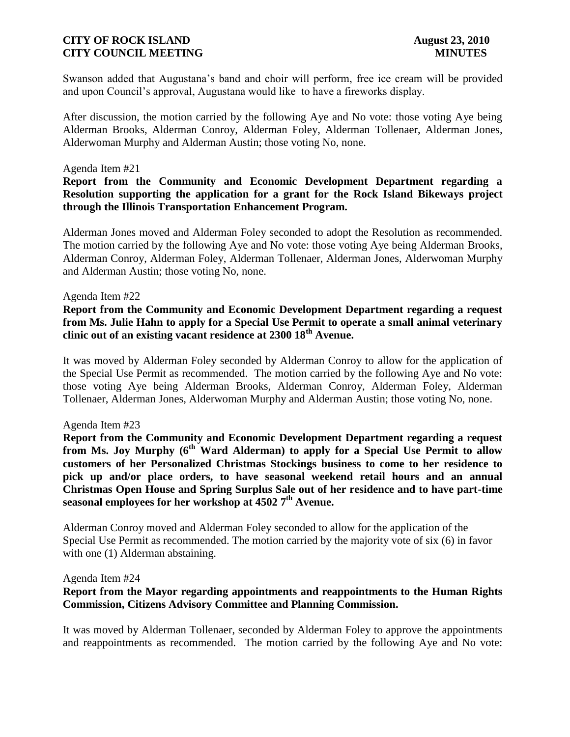Swanson added that Augustana's band and choir will perform, free ice cream will be provided and upon Council's approval, Augustana would like to have a fireworks display.

After discussion, the motion carried by the following Aye and No vote: those voting Aye being Alderman Brooks, Alderman Conroy, Alderman Foley, Alderman Tollenaer, Alderman Jones, Alderwoman Murphy and Alderman Austin; those voting No, none.

Agenda Item #21

**Report from the Community and Economic Development Department regarding a Resolution supporting the application for a grant for the Rock Island Bikeways project through the Illinois Transportation Enhancement Program.**

Alderman Jones moved and Alderman Foley seconded to adopt the Resolution as recommended. The motion carried by the following Aye and No vote: those voting Aye being Alderman Brooks, Alderman Conroy, Alderman Foley, Alderman Tollenaer, Alderman Jones, Alderwoman Murphy and Alderman Austin; those voting No, none.

Agenda Item #22

**Report from the Community and Economic Development Department regarding a request from Ms. Julie Hahn to apply for a Special Use Permit to operate a small animal veterinary clinic out of an existing vacant residence at 2300 18th Avenue.**

It was moved by Alderman Foley seconded by Alderman Conroy to allow for the application of the Special Use Permit as recommended. The motion carried by the following Aye and No vote: those voting Aye being Alderman Brooks, Alderman Conroy, Alderman Foley, Alderman Tollenaer, Alderman Jones, Alderwoman Murphy and Alderman Austin; those voting No, none.

Agenda Item #23

**Report from the Community and Economic Development Department regarding a request from Ms. Joy Murphy (6th Ward Alderman) to apply for a Special Use Permit to allow customers of her Personalized Christmas Stockings business to come to her residence to pick up and/or place orders, to have seasonal weekend retail hours and an annual Christmas Open House and Spring Surplus Sale out of her residence and to have part-time seasonal employees for her workshop at 4502 7th Avenue.**

Alderman Conroy moved and Alderman Foley seconded to allow for the application of the Special Use Permit as recommended. The motion carried by the majority vote of six (6) in favor with one (1) Alderman abstaining.

Agenda Item #24

**Report from the Mayor regarding appointments and reappointments to the Human Rights Commission, Citizens Advisory Committee and Planning Commission.**

It was moved by Alderman Tollenaer, seconded by Alderman Foley to approve the appointments and reappointments as recommended. The motion carried by the following Aye and No vote: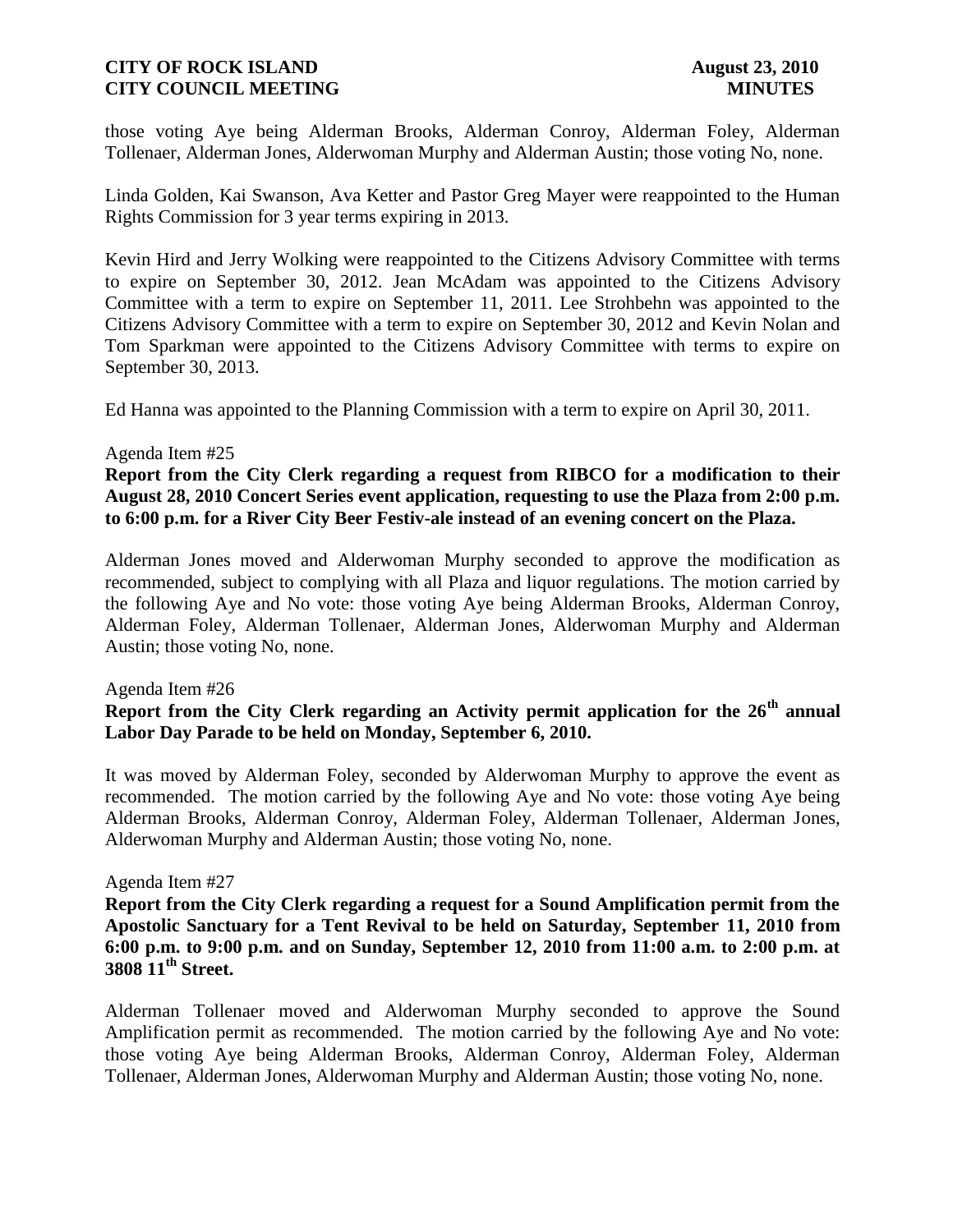those voting Aye being Alderman Brooks, Alderman Conroy, Alderman Foley, Alderman Tollenaer, Alderman Jones, Alderwoman Murphy and Alderman Austin; those voting No, none.

Linda Golden, Kai Swanson, Ava Ketter and Pastor Greg Mayer were reappointed to the Human Rights Commission for 3 year terms expiring in 2013.

Kevin Hird and Jerry Wolking were reappointed to the Citizens Advisory Committee with terms to expire on September 30, 2012. Jean McAdam was appointed to the Citizens Advisory Committee with a term to expire on September 11, 2011. Lee Strohbehn was appointed to the Citizens Advisory Committee with a term to expire on September 30, 2012 and Kevin Nolan and Tom Sparkman were appointed to the Citizens Advisory Committee with terms to expire on September 30, 2013.

Ed Hanna was appointed to the Planning Commission with a term to expire on April 30, 2011.

Agenda Item #25

**Report from the City Clerk regarding a request from RIBCO for a modification to their August 28, 2010 Concert Series event application, requesting to use the Plaza from 2:00 p.m. to 6:00 p.m. for a River City Beer Festiv-ale instead of an evening concert on the Plaza.**

Alderman Jones moved and Alderwoman Murphy seconded to approve the modification as recommended, subject to complying with all Plaza and liquor regulations. The motion carried by the following Aye and No vote: those voting Aye being Alderman Brooks, Alderman Conroy, Alderman Foley, Alderman Tollenaer, Alderman Jones, Alderwoman Murphy and Alderman Austin; those voting No, none.

Agenda Item #26

**Report from the City Clerk regarding an Activity permit application for the 26th annual Labor Day Parade to be held on Monday, September 6, 2010.**

It was moved by Alderman Foley, seconded by Alderwoman Murphy to approve the event as recommended. The motion carried by the following Aye and No vote: those voting Aye being Alderman Brooks, Alderman Conroy, Alderman Foley, Alderman Tollenaer, Alderman Jones, Alderwoman Murphy and Alderman Austin; those voting No, none.

Agenda Item #27

**Report from the City Clerk regarding a request for a Sound Amplification permit from the Apostolic Sanctuary for a Tent Revival to be held on Saturday, September 11, 2010 from 6:00 p.m. to 9:00 p.m. and on Sunday, September 12, 2010 from 11:00 a.m. to 2:00 p.m. at 3808 11th Street.**

Alderman Tollenaer moved and Alderwoman Murphy seconded to approve the Sound Amplification permit as recommended. The motion carried by the following Aye and No vote: those voting Aye being Alderman Brooks, Alderman Conroy, Alderman Foley, Alderman Tollenaer, Alderman Jones, Alderwoman Murphy and Alderman Austin; those voting No, none.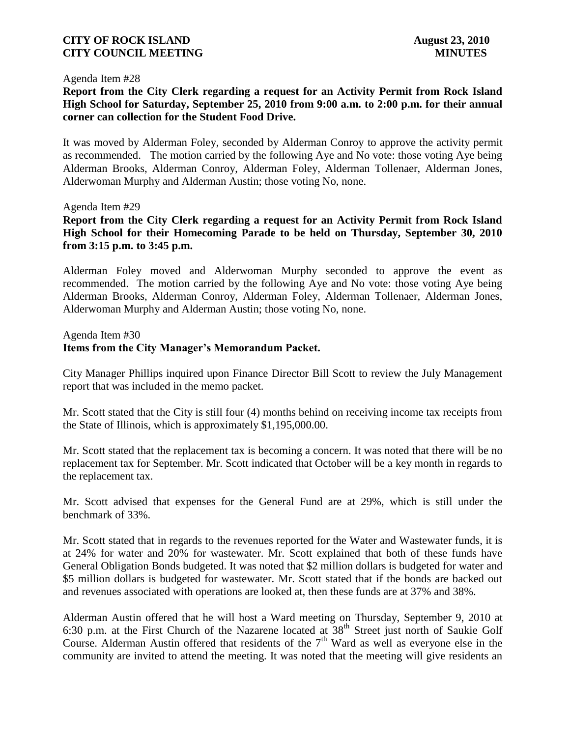Agenda Item #28
**Report from the City Clerk regarding a request for an Activity Permit from Rock Island High School for Saturday, September 25, 2010 from 9:00 a.m. to 2:00 p.m. for their annual corner can collection for the Student Food Drive.**

It was moved by Alderman Foley, seconded by Alderman Conroy to approve the activity permit as recommended. The motion carried by the following Aye and No vote: those voting Aye being Alderman Brooks, Alderman Conroy, Alderman Foley, Alderman Tollenaer, Alderman Jones, Alderwoman Murphy and Alderman Austin; those voting No, none.

Agenda Item #29
**Report from the City Clerk regarding a request for an Activity Permit from Rock Island High School for their Homecoming Parade to be held on Thursday, September 30, 2010 from 3:15 p.m. to 3:45 p.m.**

Alderman Foley moved and Alderwoman Murphy seconded to approve the event as recommended. The motion carried by the following Aye and No vote: those voting Aye being Alderman Brooks, Alderman Conroy, Alderman Foley, Alderman Tollenaer, Alderman Jones, Alderwoman Murphy and Alderman Austin; those voting No, none.

Agenda Item #30
**Items from the City Manager's Memorandum Packet.**

City Manager Phillips inquired upon Finance Director Bill Scott to review the July Management report that was included in the memo packet.

Mr. Scott stated that the City is still four (4) months behind on receiving income tax receipts from the State of Illinois, which is approximately $1,195,000.00.

Mr. Scott stated that the replacement tax is becoming a concern. It was noted that there will be no replacement tax for September. Mr. Scott indicated that October will be a key month in regards to the replacement tax.

Mr. Scott advised that expenses for the General Fund are at 29%, which is still under the benchmark of 33%.

Mr. Scott stated that in regards to the revenues reported for the Water and Wastewater funds, it is at 24% for water and 20% for wastewater. Mr. Scott explained that both of these funds have General Obligation Bonds budgeted. It was noted that $2 million dollars is budgeted for water and $5 million dollars is budgeted for wastewater. Mr. Scott stated that if the bonds are backed out and revenues associated with operations are looked at, then these funds are at 37% and 38%.

Alderman Austin offered that he will host a Ward meeting on Thursday, September 9, 2010 at 6:30 p.m. at the First Church of the Nazarene located at 38th Street just north of Saukie Golf Course. Alderman Austin offered that residents of the 7th Ward as well as everyone else in the community are invited to attend the meeting. It was noted that the meeting will give residents an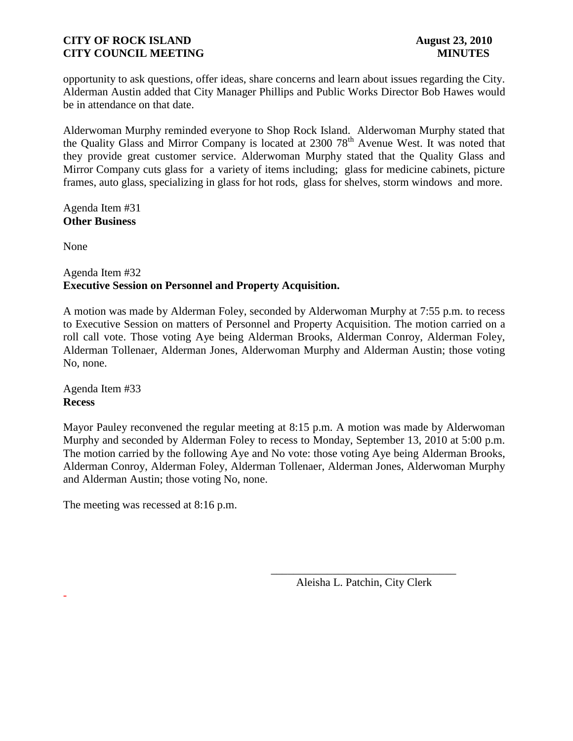opportunity to ask questions, offer ideas, share concerns and learn about issues regarding the City. Alderman Austin added that City Manager Phillips and Public Works Director Bob Hawes would be in attendance on that date.

Alderwoman Murphy reminded everyone to Shop Rock Island. Alderwoman Murphy stated that the Quality Glass and Mirror Company is located at 2300 78th Avenue West. It was noted that they provide great customer service. Alderwoman Murphy stated that the Quality Glass and Mirror Company cuts glass for a variety of items including; glass for medicine cabinets, picture frames, auto glass, specializing in glass for hot rods, glass for shelves, storm windows and more.

Agenda Item #31
**Other Business**

None

Agenda Item #32
**Executive Session on Personnel and Property Acquisition.**

A motion was made by Alderman Foley, seconded by Alderwoman Murphy at 7:55 p.m. to recess to Executive Session on matters of Personnel and Property Acquisition. The motion carried on a roll call vote. Those voting Aye being Alderman Brooks, Alderman Conroy, Alderman Foley, Alderman Tollenaer, Alderman Jones, Alderwoman Murphy and Alderman Austin; those voting No, none.

Agenda Item #33
**Recess**

Mayor Pauley reconvened the regular meeting at 8:15 p.m. A motion was made by Alderwoman Murphy and seconded by Alderman Foley to recess to Monday, September 13, 2010 at 5:00 p.m. The motion carried by the following Aye and No vote: those voting Aye being Alderman Brooks, Alderman Conroy, Alderman Foley, Alderman Tollenaer, Alderman Jones, Alderwoman Murphy and Alderman Austin; those voting No, none.

The meeting was recessed at 8:16 p.m.

\_\_\_\_\_\_\_\_\_\_\_\_\_\_\_\_\_\_\_\_\_\_\_\_\_\_\_\_\_\_\_\_\_\_

Aleisha L. Patchin, City Clerk